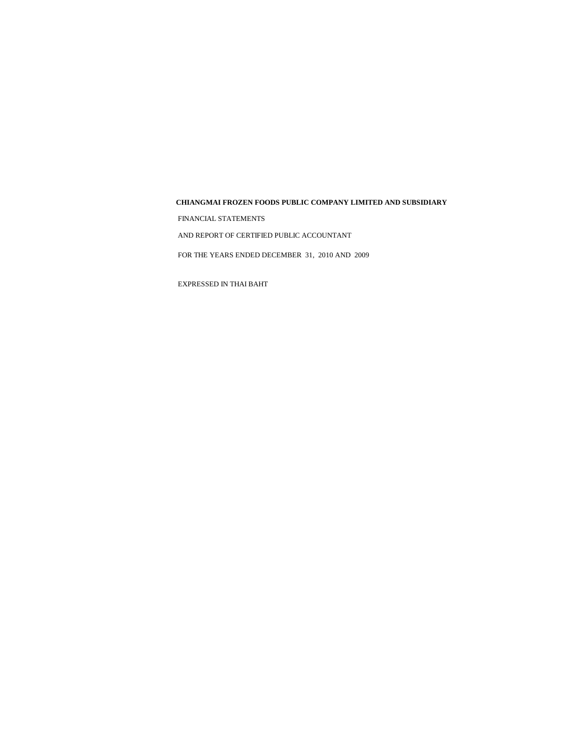**CHIANGMAI FROZEN FOODS PUBLIC COMPANY LIMITED AND SUBSIDIARY**

FINANCIAL STATEMENTS

AND REPORT OF CERTIFIED PUBLIC ACCOUNTANT

FOR THE YEARS ENDED DECEMBER 31, 2010 AND 2009

EXPRESSED IN THAI BAHT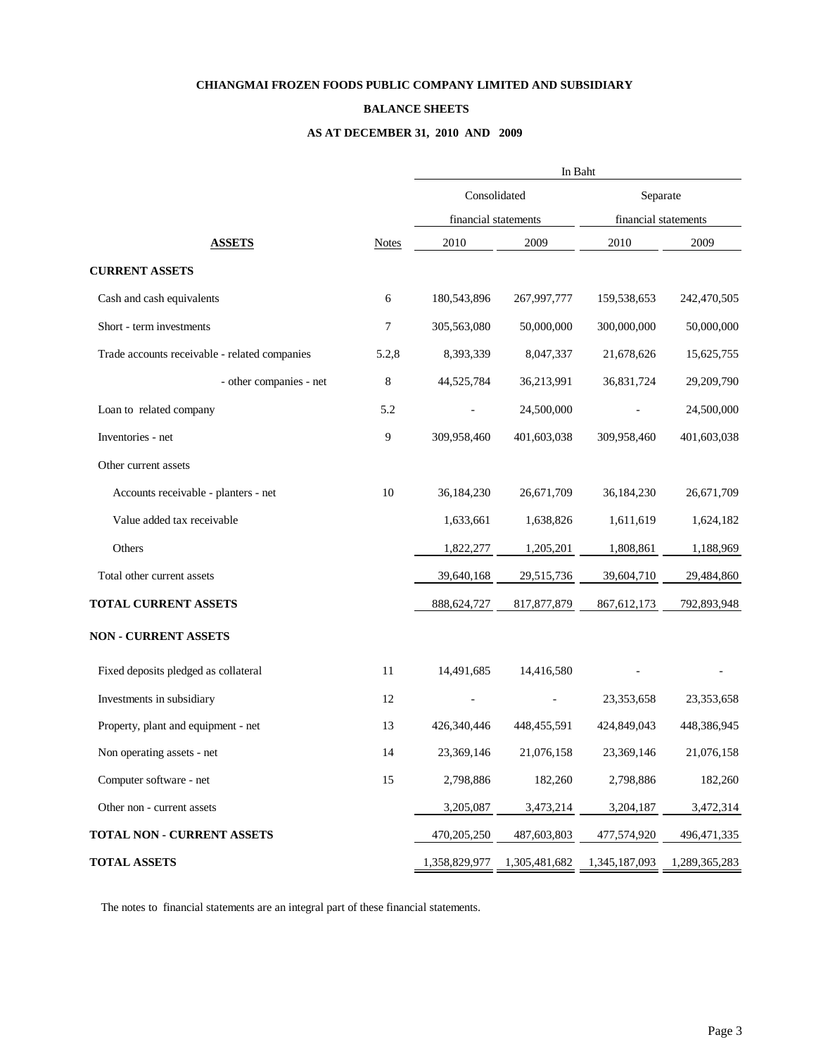**CHIANGMAI FROZEN FOODS PUBLIC COMPANY LIMITED AND SUBSIDIARY**

**BALANCE SHEETS**

**AS AT DECEMBER 31, 2010 AND 2009**

| | | In Baht | | | |
|---|---|---|---|---|---|
| | | Consolidated financial statements | | Separate financial statements | |
| **ASSETS** | Notes | 2010 | 2009 | 2010 | 2009 |
| **CURRENT ASSETS** | | | | | |
| Cash and cash equivalents | 6 | 180,543,896 | 267,997,777 | 159,538,653 | 242,470,505 |
| Short - term investments | 7 | 305,563,080 | 50,000,000 | 300,000,000 | 50,000,000 |
| Trade accounts receivable - related companies | 5.2,8 | 8,393,339 | 8,047,337 | 21,678,626 | 15,625,755 |
| - other companies - net | 8 | 44,525,784 | 36,213,991 | 36,831,724 | 29,209,790 |
| Loan to related company | 5.2 | - | 24,500,000 | - | 24,500,000 |
| Inventories - net | 9 | 309,958,460 | 401,603,038 | 309,958,460 | 401,603,038 |
| Other current assets | | | | | |
| Accounts receivable - planters - net | 10 | 36,184,230 | 26,671,709 | 36,184,230 | 26,671,709 |
| Value added tax receivable | | 1,633,661 | 1,638,826 | 1,611,619 | 1,624,182 |
| Others | | 1,822,277 | 1,205,201 | 1,808,861 | 1,188,969 |
| Total other current assets | | 39,640,168 | 29,515,736 | 39,604,710 | 29,484,860 |
| **TOTAL CURRENT ASSETS** | | 888,624,727 | 817,877,879 | 867,612,173 | 792,893,948 |
| **NON - CURRENT ASSETS** | | | | | |
| Fixed deposits pledged as collateral | 11 | 14,491,685 | 14,416,580 | - | - |
| Investments in subsidiary | 12 | - | - | 23,353,658 | 23,353,658 |
| Property, plant and equipment - net | 13 | 426,340,446 | 448,455,591 | 424,849,043 | 448,386,945 |
| Non operating assets - net | 14 | 23,369,146 | 21,076,158 | 23,369,146 | 21,076,158 |
| Computer software - net | 15 | 2,798,886 | 182,260 | 2,798,886 | 182,260 |
| Other non - current assets | | 3,205,087 | 3,473,214 | 3,204,187 | 3,472,314 |
| **TOTAL NON - CURRENT ASSETS** | | 470,205,250 | 487,603,803 | 477,574,920 | 496,471,335 |
| **TOTAL ASSETS** | | 1,358,829,977 | 1,305,481,682 | 1,345,187,093 | 1,289,365,283 |

The notes to financial statements are an integral part of these financial statements.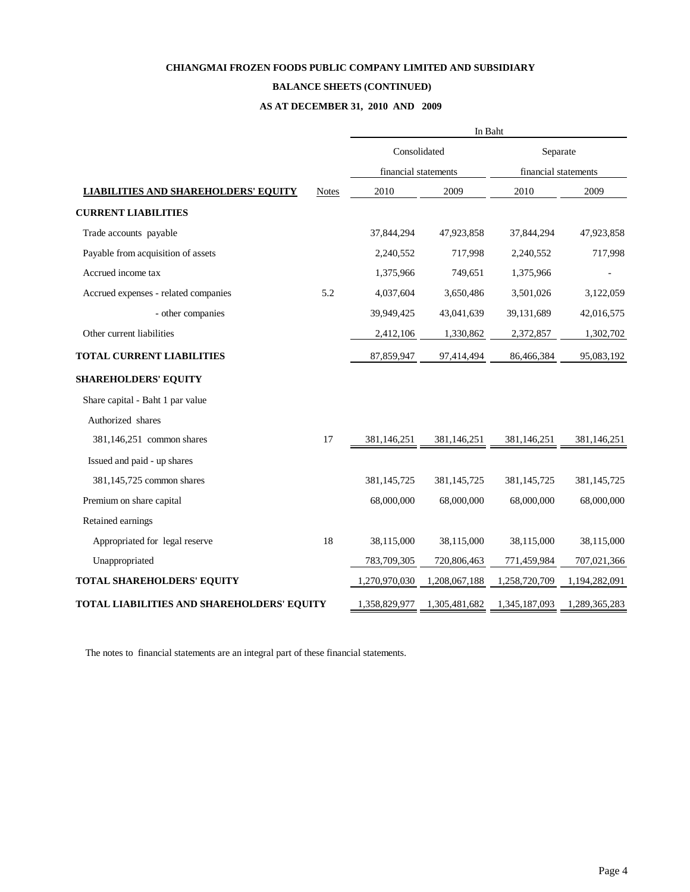**CHIANGMAI FROZEN FOODS PUBLIC COMPANY LIMITED AND SUBSIDIARY**

**BALANCE SHEETS (CONTINUED)**

**AS AT DECEMBER 31, 2010 AND 2009**

| | | In Baht | | | |
|---|---|---|---|---|---|
| | | Consolidated financial statements | | Separate financial statements | |
| **LIABILITIES AND SHAREHOLDERS' EQUITY** | Notes | 2010 | 2009 | 2010 | 2009 |
| **CURRENT LIABILITIES** | | | | | |
| Trade accounts payable | | 37,844,294 | 47,923,858 | 37,844,294 | 47,923,858 |
| Payable from acquisition of assets | | 2,240,552 | 717,998 | 2,240,552 | 717,998 |
| Accrued income tax | | 1,375,966 | 749,651 | 1,375,966 | - |
| Accrued expenses - related companies | 5.2 | 4,037,604 | 3,650,486 | 3,501,026 | 3,122,059 |
| - other companies | | 39,949,425 | 43,041,639 | 39,131,689 | 42,016,575 |
| Other current liabilities | | 2,412,106 | 1,330,862 | 2,372,857 | 1,302,702 |
| **TOTAL CURRENT LIABILITIES** | | 87,859,947 | 97,414,494 | 86,466,384 | 95,083,192 |
| **SHAREHOLDERS' EQUITY** | | | | | |
| Share capital - Baht 1 par value | | | | | |
| Authorized shares | | | | | |
| 381,146,251 common shares | 17 | 381,146,251 | 381,146,251 | 381,146,251 | 381,146,251 |
| Issued and paid - up shares | | | | | |
| 381,145,725 common shares | | 381,145,725 | 381,145,725 | 381,145,725 | 381,145,725 |
| Premium on share capital | | 68,000,000 | 68,000,000 | 68,000,000 | 68,000,000 |
| Retained earnings | | | | | |
| Appropriated for legal reserve | 18 | 38,115,000 | 38,115,000 | 38,115,000 | 38,115,000 |
| Unappropriated | | 783,709,305 | 720,806,463 | 771,459,984 | 707,021,366 |
| **TOTAL SHAREHOLDERS' EQUITY** | | 1,270,970,030 | 1,208,067,188 | 1,258,720,709 | 1,194,282,091 |
| **TOTAL LIABILITIES AND SHAREHOLDERS' EQUITY** | | 1,358,829,977 | 1,305,481,682 | 1,345,187,093 | 1,289,365,283 |

The notes to financial statements are an integral part of these financial statements.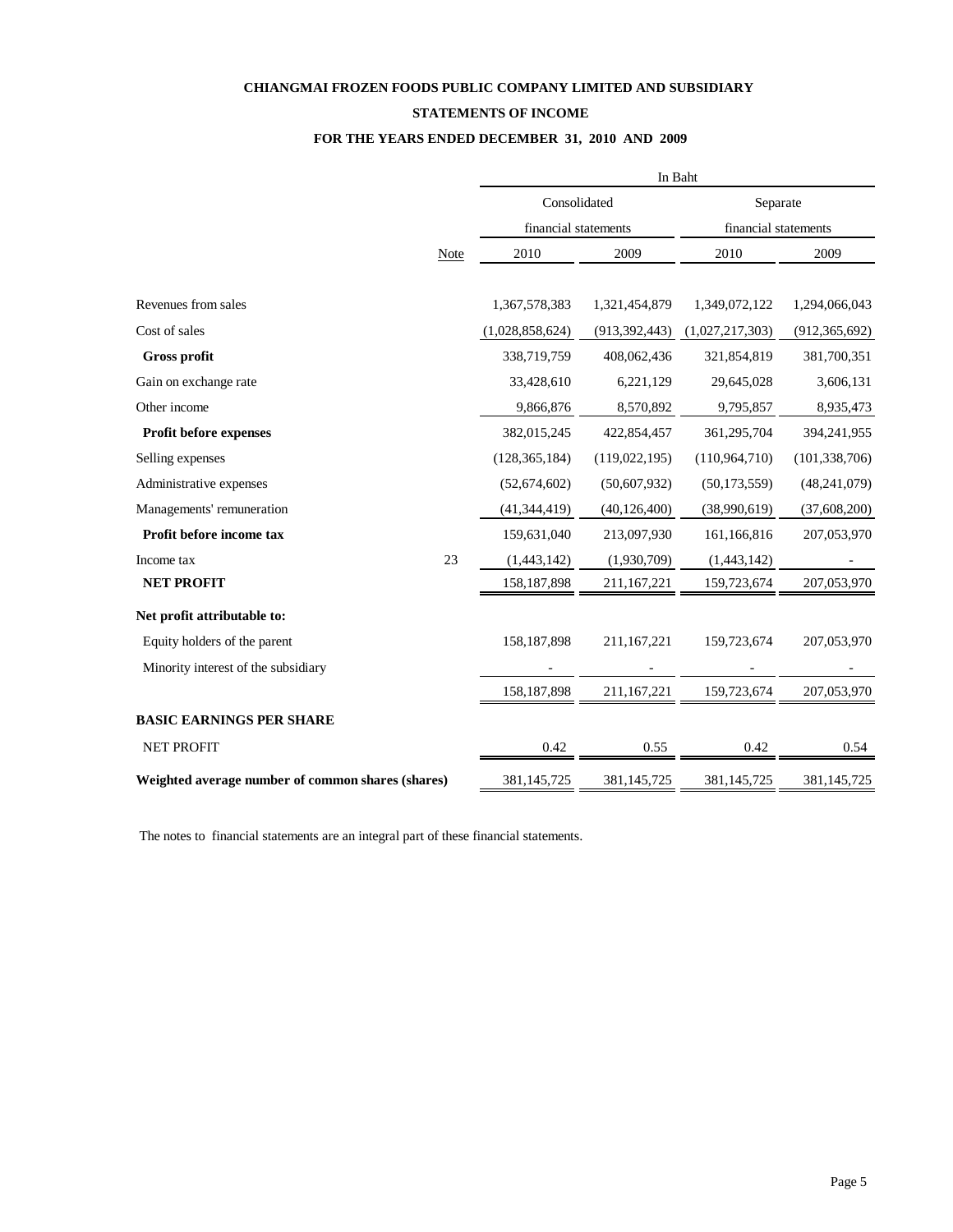**CHIANGMAI FROZEN FOODS PUBLIC COMPANY LIMITED AND SUBSIDIARY**

**STATEMENTS OF INCOME**

**FOR THE YEARS ENDED DECEMBER 31, 2010 AND 2009**

| | | In Baht | | | |
|---|---|---|---|---|---|
| | | Consolidated financial statements | | Separate financial statements | |
| | Note | 2010 | 2009 | 2010 | 2009 |
| Revenues from sales | | 1,367,578,383 | 1,321,454,879 | 1,349,072,122 | 1,294,066,043 |
| Cost of sales | | (1,028,858,624) | (913,392,443) | (1,027,217,303) | (912,365,692) |
| **Gross profit** | | 338,719,759 | 408,062,436 | 321,854,819 | 381,700,351 |
| Gain on exchange rate | | 33,428,610 | 6,221,129 | 29,645,028 | 3,606,131 |
| Other income | | 9,866,876 | 8,570,892 | 9,795,857 | 8,935,473 |
| **Profit before expenses** | | 382,015,245 | 422,854,457 | 361,295,704 | 394,241,955 |
| Selling expenses | | (128,365,184) | (119,022,195) | (110,964,710) | (101,338,706) |
| Administrative expenses | | (52,674,602) | (50,607,932) | (50,173,559) | (48,241,079) |
| Managements' remuneration | | (41,344,419) | (40,126,400) | (38,990,619) | (37,608,200) |
| **Profit before income tax** | | 159,631,040 | 213,097,930 | 161,166,816 | 207,053,970 |
| Income tax | 23 | (1,443,142) | (1,930,709) | (1,443,142) | - |
| **NET PROFIT** | | 158,187,898 | 211,167,221 | 159,723,674 | 207,053,970 |
| **Net profit attributable to:** | | | | | |
| Equity holders of the parent | | 158,187,898 | 211,167,221 | 159,723,674 | 207,053,970 |
| Minority interest of the subsidiary | | - | - | - | - |
| | | 158,187,898 | 211,167,221 | 159,723,674 | 207,053,970 |
| **BASIC EARNINGS PER SHARE** | | | | | |
| NET PROFIT | | 0.42 | 0.55 | 0.42 | 0.54 |
| **Weighted average number of common shares (shares)** | | 381,145,725 | 381,145,725 | 381,145,725 | 381,145,725 |

The notes to financial statements are an integral part of these financial statements.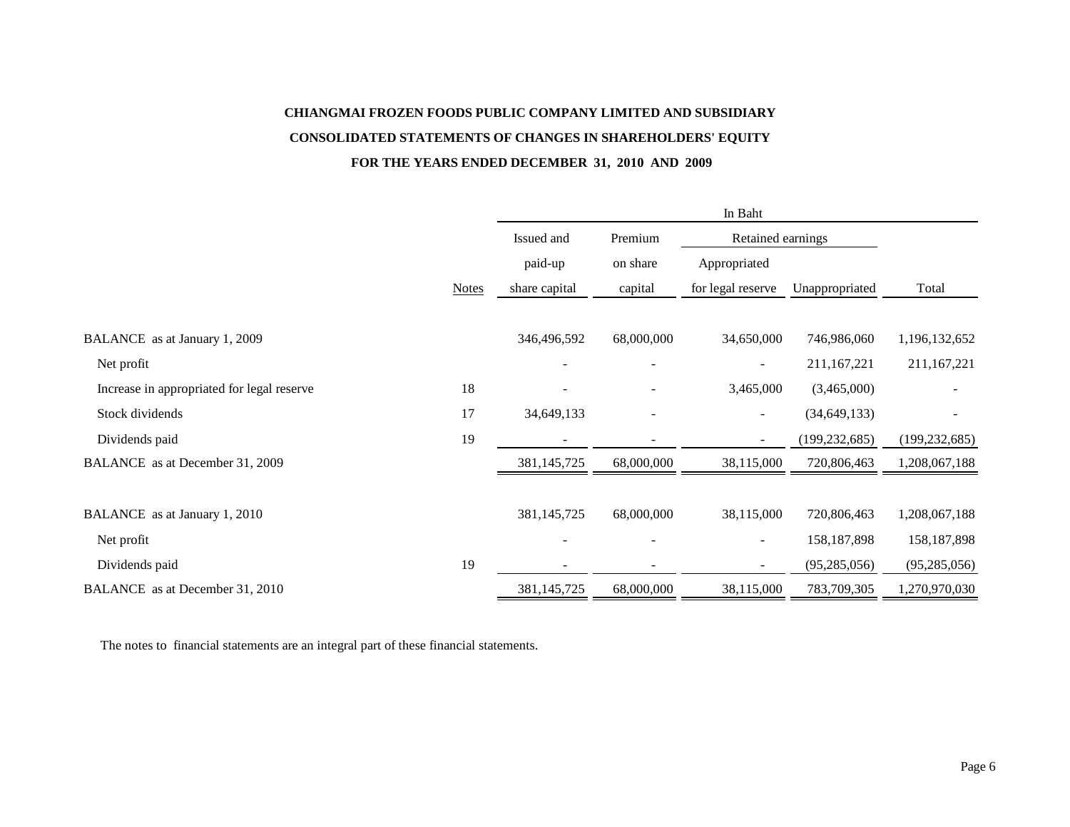**CHIANGMAI FROZEN FOODS PUBLIC COMPANY LIMITED AND SUBSIDIARY**

**CONSOLIDATED STATEMENTS OF CHANGES IN SHAREHOLDERS' EQUITY**

**FOR THE YEARS ENDED DECEMBER 31, 2010 AND 2009**

| | | In Baht | | | | |
|---|---|---|---|---|---|---|
| | | Issued and | Premium | Retained earnings | | |
| | | paid-up | on share | Appropriated | | |
| | Notes | share capital | capital | for legal reserve | Unappropriated | Total |
| BALANCE as at January 1, 2009 | | 346,496,592 | 68,000,000 | 34,650,000 | 746,986,060 | 1,196,132,652 |
| Net profit | | - | - | - | 211,167,221 | 211,167,221 |
| Increase in appropriated for legal reserve | 18 | - | - | 3,465,000 | (3,465,000) | - |
| Stock dividends | 17 | 34,649,133 | - | - | (34,649,133) | - |
| Dividends paid | 19 | - | - | - | (199,232,685) | (199,232,685) |
| BALANCE as at December 31, 2009 | | 381,145,725 | 68,000,000 | 38,115,000 | 720,806,463 | 1,208,067,188 |
| | | | | | | |
| BALANCE as at January 1, 2010 | | 381,145,725 | 68,000,000 | 38,115,000 | 720,806,463 | 1,208,067,188 |
| Net profit | | - | - | - | 158,187,898 | 158,187,898 |
| Dividends paid | 19 | - | - | - | (95,285,056) | (95,285,056) |
| BALANCE as at December 31, 2010 | | 381,145,725 | 68,000,000 | 38,115,000 | 783,709,305 | 1,270,970,030 |

The notes to financial statements are an integral part of these financial statements.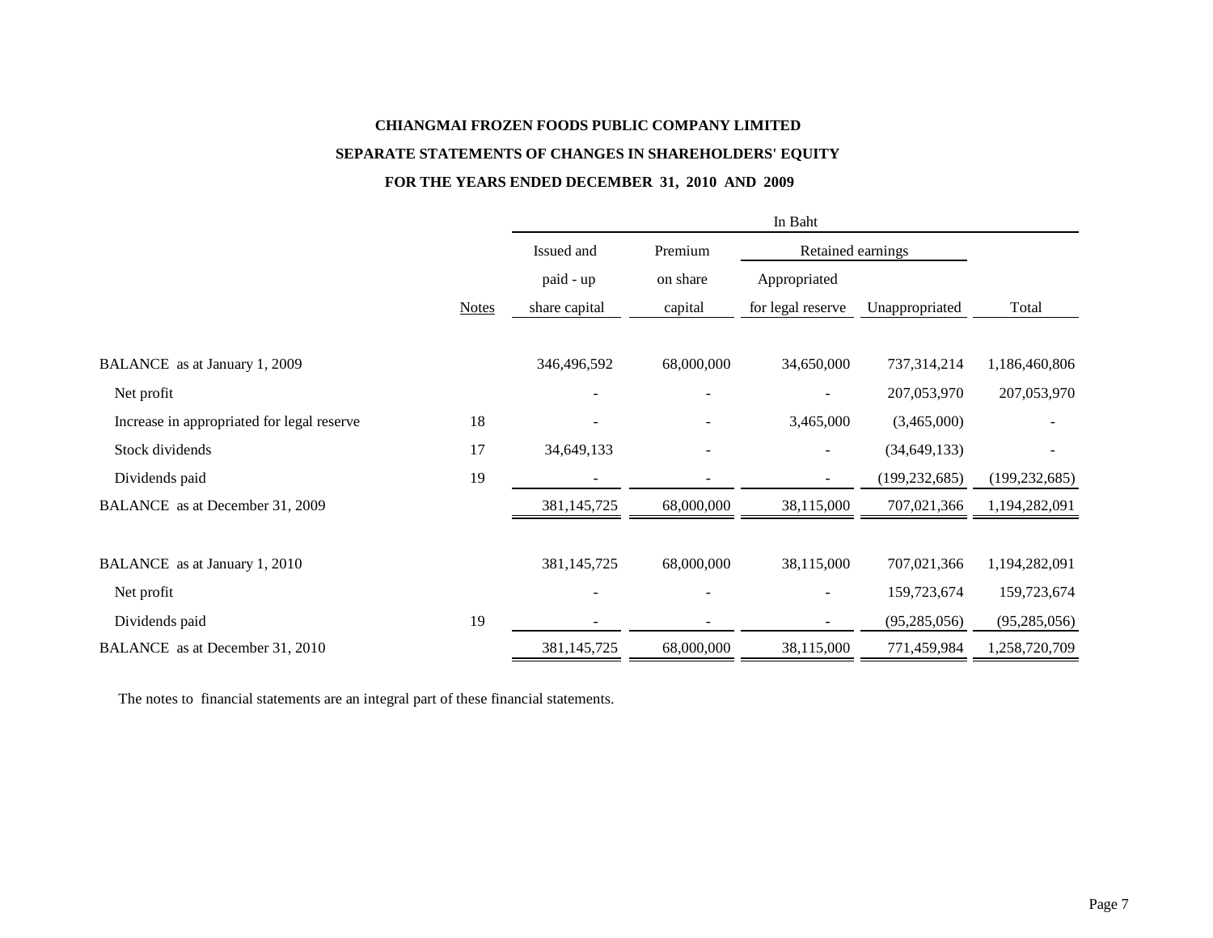**CHIANGMAI FROZEN FOODS PUBLIC COMPANY LIMITED**

**SEPARATE STATEMENTS OF CHANGES IN SHAREHOLDERS' EQUITY**

**FOR THE YEARS ENDED DECEMBER 31, 2010 AND 2009**

| | | In Baht | | | | |
|---|---|---|---|---|---|---|
| | | Issued and | Premium | Retained earnings | | |
| | | paid - up | on share | Appropriated | | |
| | Notes | share capital | capital | for legal reserve | Unappropriated | Total |
| BALANCE as at January 1, 2009 | | 346,496,592 | 68,000,000 | 34,650,000 | 737,314,214 | 1,186,460,806 |
| Net profit | | - | - | - | 207,053,970 | 207,053,970 |
| Increase in appropriated for legal reserve | 18 | - | - | 3,465,000 | (3,465,000) | - |
| Stock dividends | 17 | 34,649,133 | - | - | (34,649,133) | - |
| Dividends paid | 19 | - | - | - | (199,232,685) | (199,232,685) |
| BALANCE as at December 31, 2009 | | 381,145,725 | 68,000,000 | 38,115,000 | 707,021,366 | 1,194,282,091 |
| BALANCE as at January 1, 2010 | | 381,145,725 | 68,000,000 | 38,115,000 | 707,021,366 | 1,194,282,091 |
| Net profit | | - | - | - | 159,723,674 | 159,723,674 |
| Dividends paid | 19 | - | - | - | (95,285,056) | (95,285,056) |
| BALANCE as at December 31, 2010 | | 381,145,725 | 68,000,000 | 38,115,000 | 771,459,984 | 1,258,720,709 |

The notes to financial statements are an integral part of these financial statements.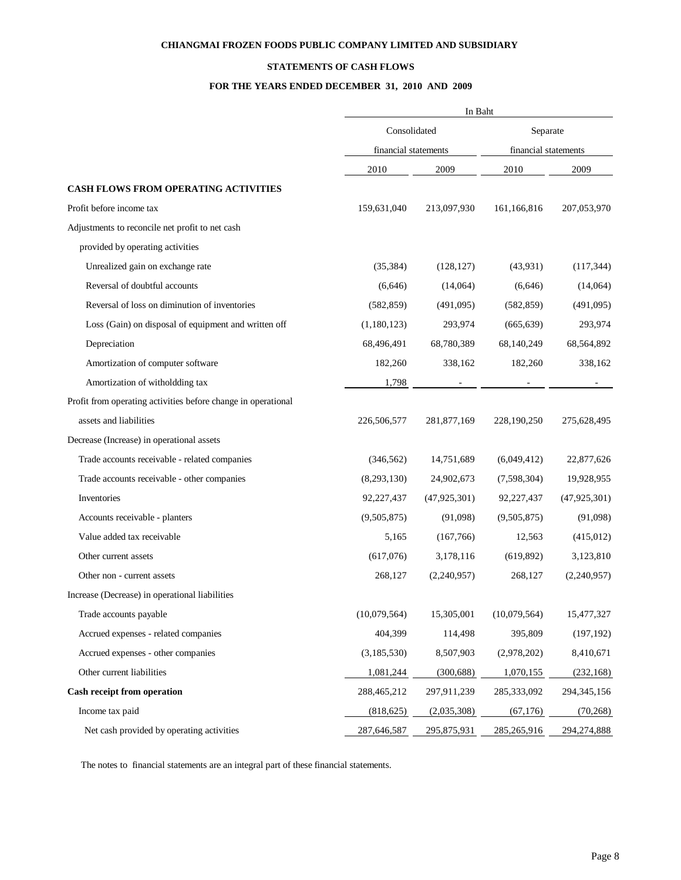**CHIANGMAI FROZEN FOODS PUBLIC COMPANY LIMITED AND SUBSIDIARY**

**STATEMENTS OF CASH FLOWS**

**FOR THE YEARS ENDED DECEMBER 31, 2010 AND 2009**

| | In Baht | | | |
|---|---|---|---|---|
| | Consolidated financial statements | | Separate financial statements | |
| | 2010 | 2009 | 2010 | 2009 |
| **CASH FLOWS FROM OPERATING ACTIVITIES** | | | | |
| Profit before income tax | 159,631,040 | 213,097,930 | 161,166,816 | 207,053,970 |
| Adjustments to reconcile net profit to net cash provided by operating activities | | | | |
| Unrealized gain on exchange rate | (35,384) | (128,127) | (43,931) | (117,344) |
| Reversal of doubtful accounts | (6,646) | (14,064) | (6,646) | (14,064) |
| Reversal of loss on diminution of inventories | (582,859) | (491,095) | (582,859) | (491,095) |
| Loss (Gain) on disposal of equipment and written off | (1,180,123) | 293,974 | (665,639) | 293,974 |
| Depreciation | 68,496,491 | 68,780,389 | 68,140,249 | 68,564,892 |
| Amortization of computer software | 182,260 | 338,162 | 182,260 | 338,162 |
| Amortization of witholdding tax | 1,798 | - | - | - |
| Profit from operating activities before change in operational assets and liabilities | 226,506,577 | 281,877,169 | 228,190,250 | 275,628,495 |
| Decrease (Increase) in operational assets | | | | |
| Trade accounts receivable - related companies | (346,562) | 14,751,689 | (6,049,412) | 22,877,626 |
| Trade accounts receivable - other companies | (8,293,130) | 24,902,673 | (7,598,304) | 19,928,955 |
| Inventories | 92,227,437 | (47,925,301) | 92,227,437 | (47,925,301) |
| Accounts receivable - planters | (9,505,875) | (91,098) | (9,505,875) | (91,098) |
| Value added tax receivable | 5,165 | (167,766) | 12,563 | (415,012) |
| Other current assets | (617,076) | 3,178,116 | (619,892) | 3,123,810 |
| Other non - current assets | 268,127 | (2,240,957) | 268,127 | (2,240,957) |
| Increase (Decrease) in operational liabilities | | | | |
| Trade accounts payable | (10,079,564) | 15,305,001 | (10,079,564) | 15,477,327 |
| Accrued expenses - related companies | 404,399 | 114,498 | 395,809 | (197,192) |
| Accrued expenses - other companies | (3,185,530) | 8,507,903 | (2,978,202) | 8,410,671 |
| Other current liabilities | 1,081,244 | (300,688) | 1,070,155 | (232,168) |
| **Cash receipt from operation** | 288,465,212 | 297,911,239 | 285,333,092 | 294,345,156 |
| Income tax paid | (818,625) | (2,035,308) | (67,176) | (70,268) |
| Net cash provided by operating activities | 287,646,587 | 295,875,931 | 285,265,916 | 294,274,888 |

The notes to financial statements are an integral part of these financial statements.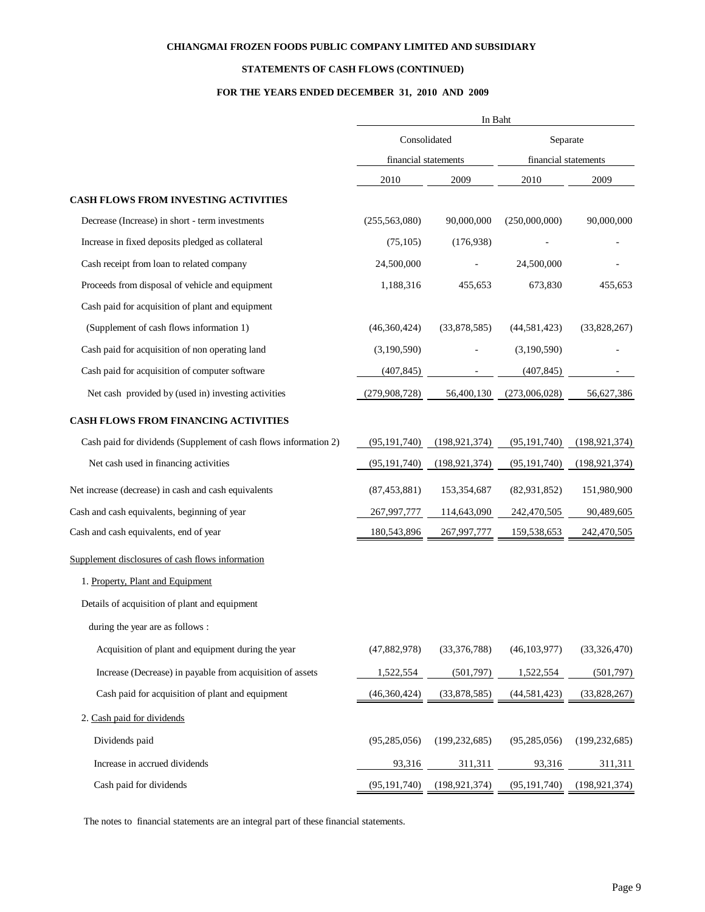**CHIANGMAI FROZEN FOODS PUBLIC COMPANY LIMITED AND SUBSIDIARY**

**STATEMENTS OF CASH FLOWS (CONTINUED)**

**FOR THE YEARS ENDED DECEMBER 31, 2010 AND 2009**

| | In Baht | | | |
|---|---|---|---|---|
| | Consolidated financial statements | | Separate financial statements | |
| | 2010 | 2009 | 2010 | 2009 |
| **CASH FLOWS FROM INVESTING ACTIVITIES** | | | | |
| Decrease (Increase) in short - term investments | (255,563,080) | 90,000,000 | (250,000,000) | 90,000,000 |
| Increase in fixed deposits pledged as collateral | (75,105) | (176,938) | - | - |
| Cash receipt from loan to related company | 24,500,000 | - | 24,500,000 | - |
| Proceeds from disposal of vehicle and equipment | 1,188,316 | 455,653 | 673,830 | 455,653 |
| Cash paid for acquisition of plant and equipment | | | | |
| (Supplement of cash flows information 1) | (46,360,424) | (33,878,585) | (44,581,423) | (33,828,267) |
| Cash paid for acquisition of non operating land | (3,190,590) | - | (3,190,590) | - |
| Cash paid for acquisition of computer software | (407,845) | - | (407,845) | - |
| Net cash provided by (used in) investing activities | (279,908,728) | 56,400,130 | (273,006,028) | 56,627,386 |
| **CASH FLOWS FROM FINANCING ACTIVITIES** | | | | |
| Cash paid for dividends (Supplement of cash flows information 2) | (95,191,740) | (198,921,374) | (95,191,740) | (198,921,374) |
| Net cash used in financing activities | (95,191,740) | (198,921,374) | (95,191,740) | (198,921,374) |
| Net increase (decrease) in cash and cash equivalents | (87,453,881) | 153,354,687 | (82,931,852) | 151,980,900 |
| Cash and cash equivalents, beginning of year | 267,997,777 | 114,643,090 | 242,470,505 | 90,489,605 |
| Cash and cash equivalents, end of year | 180,543,896 | 267,997,777 | 159,538,653 | 242,470,505 |
| Supplement disclosures of cash flows information | | | | |
| 1. Property, Plant and Equipment | | | | |
| Details of acquisition of plant and equipment during the year are as follows : | | | | |
| Acquisition of plant and equipment during the year | (47,882,978) | (33,376,788) | (46,103,977) | (33,326,470) |
| Increase (Decrease) in payable from acquisition of assets | 1,522,554 | (501,797) | 1,522,554 | (501,797) |
| Cash paid for acquisition of plant and equipment | (46,360,424) | (33,878,585) | (44,581,423) | (33,828,267) |
| 2. Cash paid for dividends | | | | |
| Dividends paid | (95,285,056) | (199,232,685) | (95,285,056) | (199,232,685) |
| Increase in accrued dividends | 93,316 | 311,311 | 93,316 | 311,311 |
| Cash paid for dividends | (95,191,740) | (198,921,374) | (95,191,740) | (198,921,374) |

The notes to financial statements are an integral part of these financial statements.